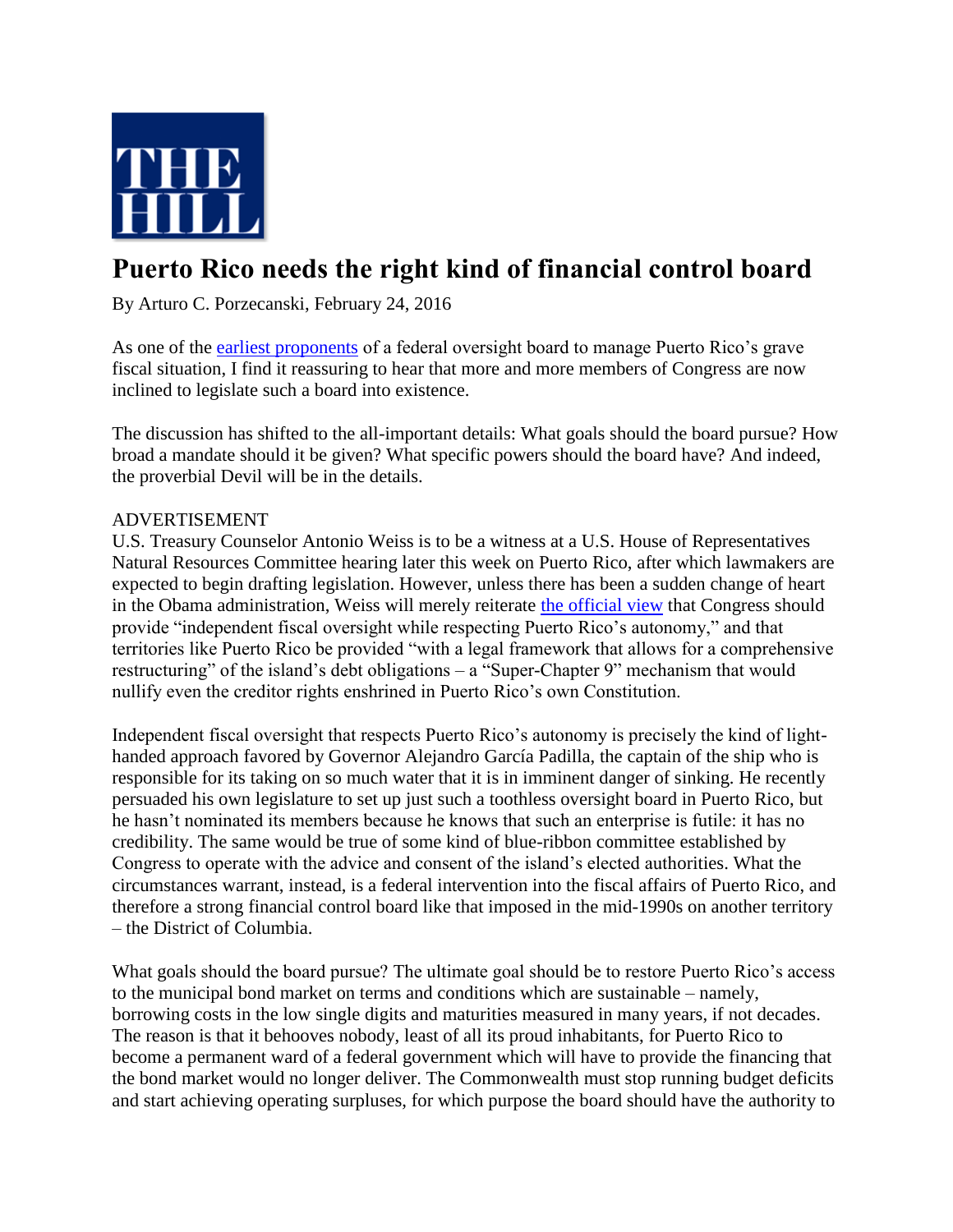THE HILL

# Puerto Rico needs the right kind of financial control board

By Arturo C. Porzecanski, February 24, 2016

As one of the earliest proponents of a federal oversight board to manage Puerto Rico's grave fiscal situation, I find it reassuring to hear that more and more members of Congress are now inclined to legislate such a board into existence.

The discussion has shifted to the all-important details: What goals should the board pursue? How broad a mandate should it be given? What specific powers should the board have? And indeed, the proverbial Devil will be in the details.

ADVERTISEMENT

U.S. Treasury Counselor Antonio Weiss is to be a witness at a U.S. House of Representatives Natural Resources Committee hearing later this week on Puerto Rico, after which lawmakers are expected to begin drafting legislation. However, unless there has been a sudden change of heart in the Obama administration, Weiss will merely reiterate the official view that Congress should provide "independent fiscal oversight while respecting Puerto Rico's autonomy," and that territories like Puerto Rico be provided "with a legal framework that allows for a comprehensive restructuring" of the island's debt obligations – a "Super-Chapter 9" mechanism that would nullify even the creditor rights enshrined in Puerto Rico's own Constitution.

Independent fiscal oversight that respects Puerto Rico's autonomy is precisely the kind of light-handed approach favored by Governor Alejandro García Padilla, the captain of the ship who is responsible for its taking on so much water that it is in imminent danger of sinking. He recently persuaded his own legislature to set up just such a toothless oversight board in Puerto Rico, but he hasn't nominated its members because he knows that such an enterprise is futile: it has no credibility. The same would be true of some kind of blue-ribbon committee established by Congress to operate with the advice and consent of the island's elected authorities. What the circumstances warrant, instead, is a federal intervention into the fiscal affairs of Puerto Rico, and therefore a strong financial control board like that imposed in the mid-1990s on another territory – the District of Columbia.

What goals should the board pursue? The ultimate goal should be to restore Puerto Rico's access to the municipal bond market on terms and conditions which are sustainable – namely, borrowing costs in the low single digits and maturities measured in many years, if not decades. The reason is that it behooves nobody, least of all its proud inhabitants, for Puerto Rico to become a permanent ward of a federal government which will have to provide the financing that the bond market would no longer deliver. The Commonwealth must stop running budget deficits and start achieving operating surpluses, for which purpose the board should have the authority to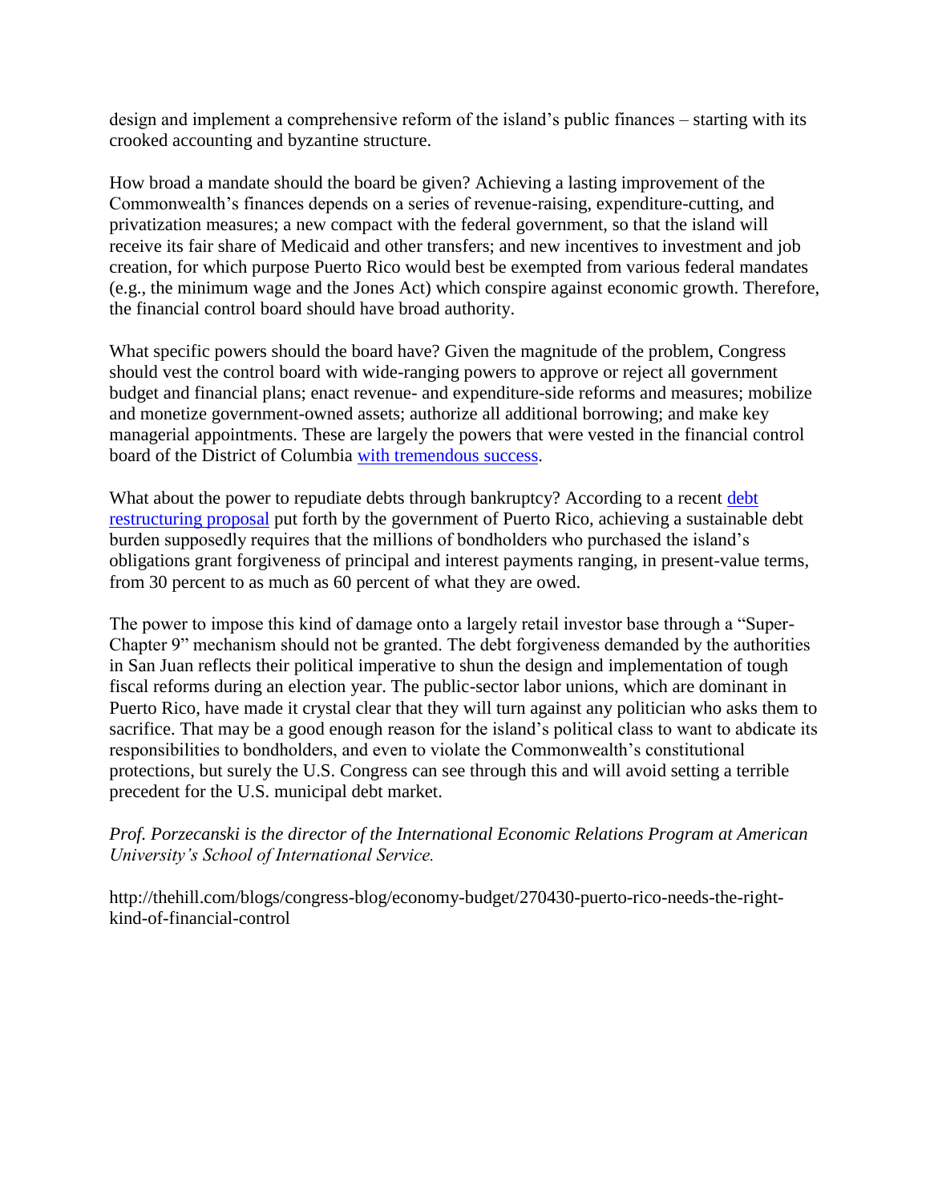design and implement a comprehensive reform of the island's public finances – starting with its crooked accounting and byzantine structure.

How broad a mandate should the board be given? Achieving a lasting improvement of the Commonwealth's finances depends on a series of revenue-raising, expenditure-cutting, and privatization measures; a new compact with the federal government, so that the island will receive its fair share of Medicaid and other transfers; and new incentives to investment and job creation, for which purpose Puerto Rico would best be exempted from various federal mandates (e.g., the minimum wage and the Jones Act) which conspire against economic growth. Therefore, the financial control board should have broad authority.

What specific powers should the board have? Given the magnitude of the problem, Congress should vest the control board with wide-ranging powers to approve or reject all government budget and financial plans; enact revenue- and expenditure-side reforms and measures; mobilize and monetize government-owned assets; authorize all additional borrowing; and make key managerial appointments. These are largely the powers that were vested in the financial control board of the District of Columbia [with tremendous success].

What about the power to repudiate debts through bankruptcy? According to a recent [debt restructuring proposal] put forth by the government of Puerto Rico, achieving a sustainable debt burden supposedly requires that the millions of bondholders who purchased the island's obligations grant forgiveness of principal and interest payments ranging, in present-value terms, from 30 percent to as much as 60 percent of what they are owed.

The power to impose this kind of damage onto a largely retail investor base through a "Super-Chapter 9" mechanism should not be granted. The debt forgiveness demanded by the authorities in San Juan reflects their political imperative to shun the design and implementation of tough fiscal reforms during an election year. The public-sector labor unions, which are dominant in Puerto Rico, have made it crystal clear that they will turn against any politician who asks them to sacrifice. That may be a good enough reason for the island's political class to want to abdicate its responsibilities to bondholders, and even to violate the Commonwealth's constitutional protections, but surely the U.S. Congress can see through this and will avoid setting a terrible precedent for the U.S. municipal debt market.

*Prof. Porzecanski is the director of the International Economic Relations Program at American University's School of International Service.*

http://thehill.com/blogs/congress-blog/economy-budget/270430-puerto-rico-needs-the-right-kind-of-financial-control